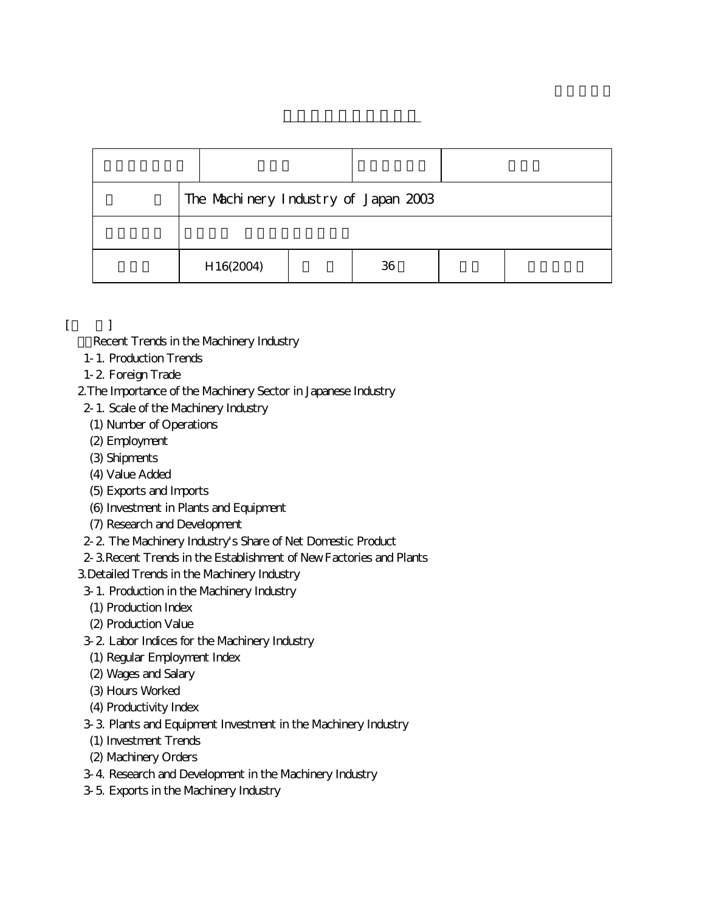| | | | |
|---|---|---|---|
| | The Machinery Industry of Japan 2003 | | |
| | | | |

| | | | | | |
|---|---|---|---|---|---|
| | H16(2004) | | 36 | | |

[ ]

Recent Trends in the Machinery Industry

- 1-1. Production Trends
- 1-2. Foreign Trade

2.The Importance of the Machinery Sector in Japanese Industry

- 2-1. Scale of the Machinery Industry
  - (1) Number of Operations
  - (2) Employment
  - (3) Shipments
  - (4) Value Added
  - (5) Exports and Imports
  - (6) Investment in Plants and Equipment
  - (7) Research and Development
- 2-2. The Machinery Industry's Share of Net Domestic Product
- 2-3.Recent Trends in the Establishment of New Factories and Plants

3.Detailed Trends in the Machinery Industry

- 3-1. Production in the Machinery Industry
  - (1) Production Index
  - (2) Production Value
- 3-2. Labor Indices for the Machinery Industry
  - (1) Regular Employment Index
  - (2) Wages and Salary
  - (3) Hours Worked
  - (4) Productivity Index
- 3-3. Plants and Equipment Investment in the Machinery Industry
  - (1) Investment Trends
  - (2) Machinery Orders
- 3-4. Research and Development in the Machinery Industry
- 3-5. Exports in the Machinery Industry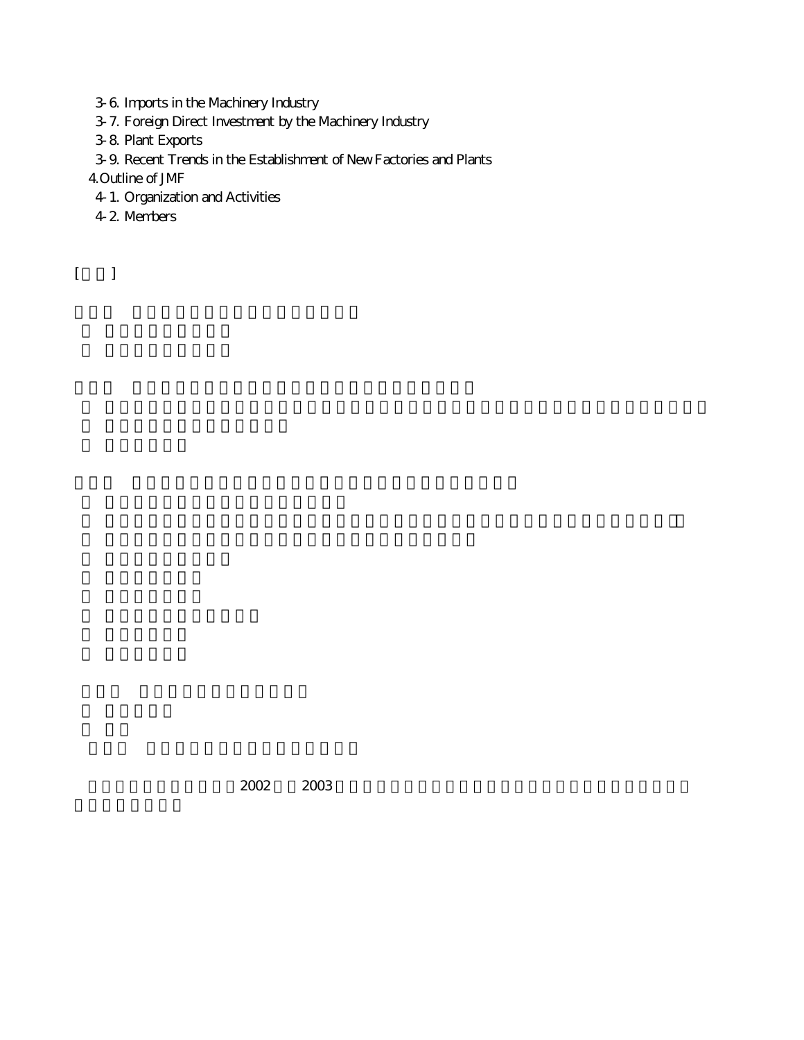3-6. Imports in the Machinery Industry
3-7. Foreign Direct Investment by the Machinery Industry
3-8. Plant Exports
3-9. Recent Trends in the Establishment of New Factories and Plants

4.Outline of JMF
4-1. Organization and Activities
4-2. Members

[ ]

2002 2003